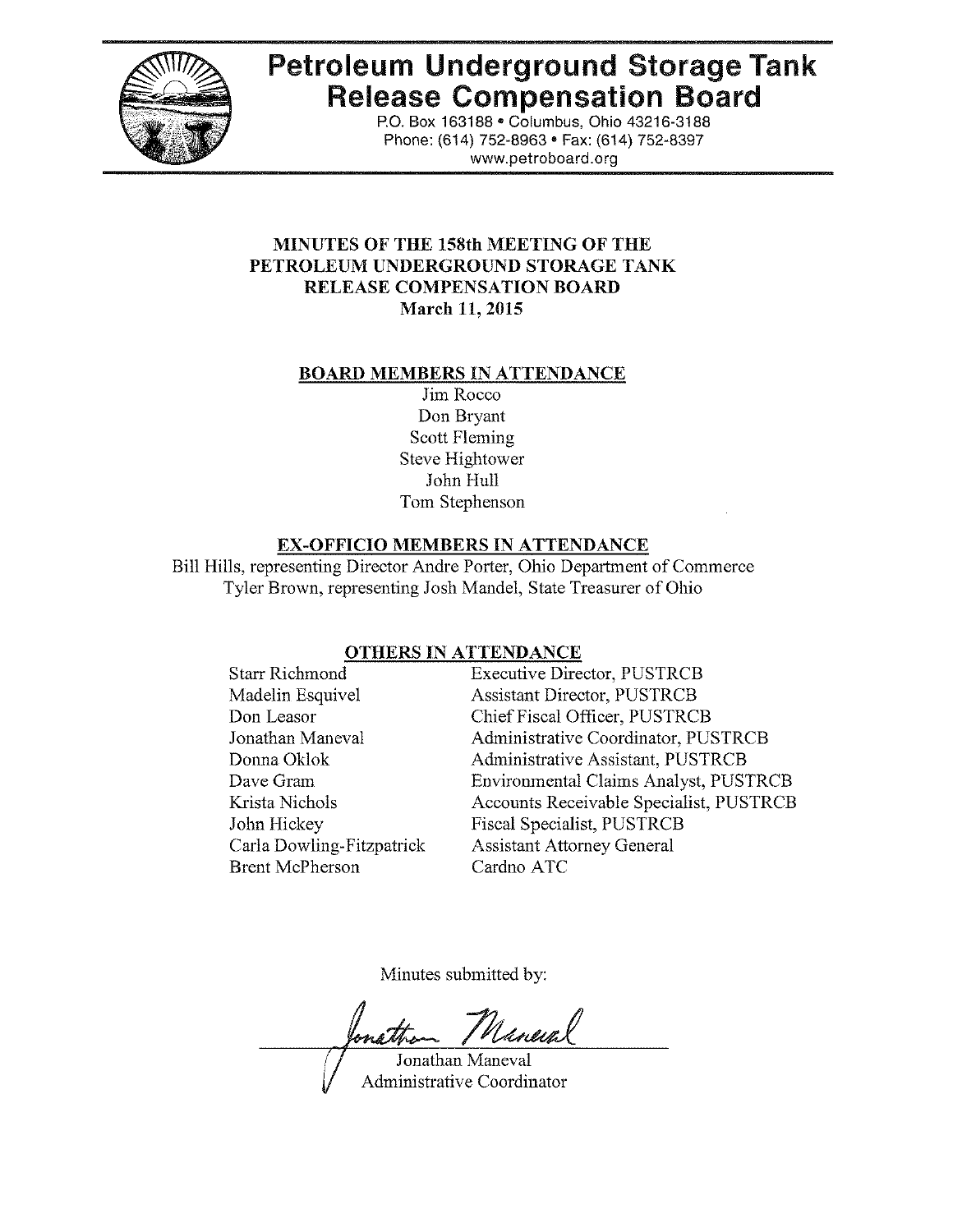# Petroleum Underground Storage Tank Release Compensation Board

P.O. Box 163188 • Columbus, Ohio 43216-3188
Phone: (614) 752-8963 • Fax: (614) 752-8397
www.petroboard.org

## MINUTES OF THE 158th MEETING OF THE PETROLEUM UNDERGROUND STORAGE TANK RELEASE COMPENSATION BOARD
**March 11, 2015**

### BOARD MEMBERS IN ATTENDANCE

Jim Rocco
Don Bryant
Scott Fleming
Steve Hightower
John Hull
Tom Stephenson

### EX-OFFICIO MEMBERS IN ATTENDANCE

Bill Hills, representing Director Andre Porter, Ohio Department of Commerce
Tyler Brown, representing Josh Mandel, State Treasurer of Ohio

### OTHERS IN ATTENDANCE

| | |
|---|---|
| Starr Richmond | Executive Director, PUSTRCB |
| Madelin Esquivel | Assistant Director, PUSTRCB |
| Don Leasor | Chief Fiscal Officer, PUSTRCB |
| Jonathan Maneval | Administrative Coordinator, PUSTRCB |
| Donna Oklok | Administrative Assistant, PUSTRCB |
| Dave Gram | Environmental Claims Analyst, PUSTRCB |
| Krista Nichols | Accounts Receivable Specialist, PUSTRCB |
| John Hickey | Fiscal Specialist, PUSTRCB |
| Carla Dowling-Fitzpatrick | Assistant Attorney General |
| Brent McPherson | Cardno ATC |

Minutes submitted by:

Jonathan Maneval
Administrative Coordinator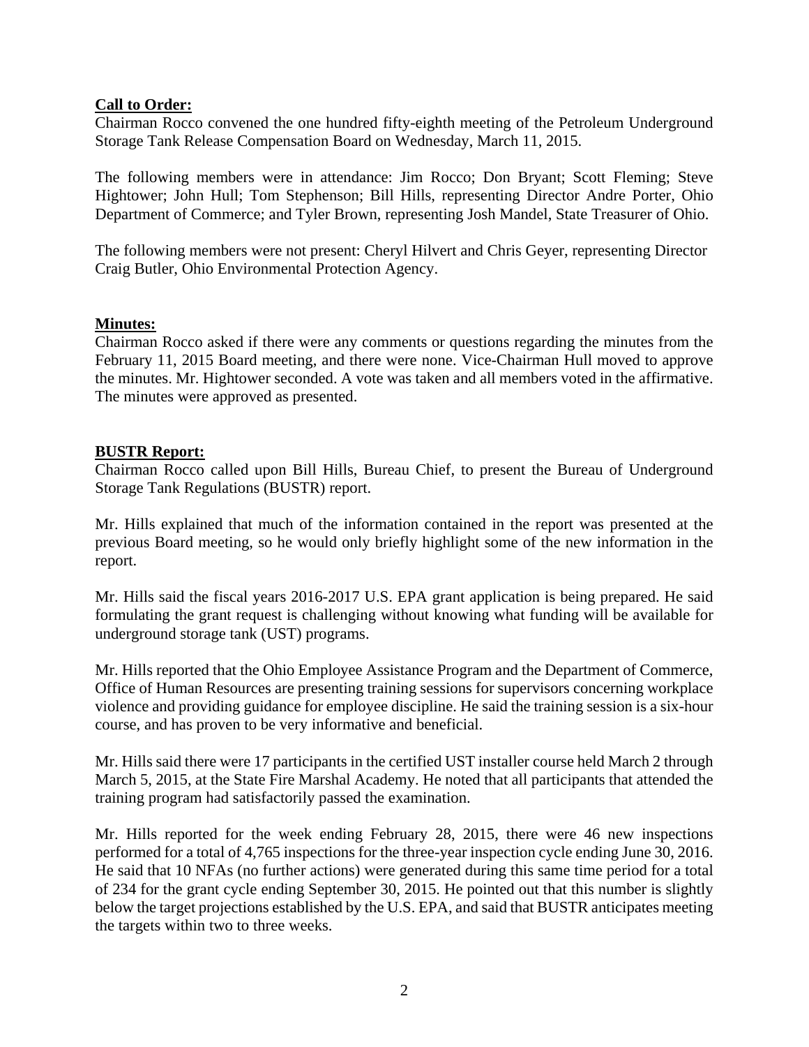**Call to Order:**
Chairman Rocco convened the one hundred fifty-eighth meeting of the Petroleum Underground Storage Tank Release Compensation Board on Wednesday, March 11, 2015.

The following members were in attendance: Jim Rocco; Don Bryant; Scott Fleming; Steve Hightower; John Hull; Tom Stephenson; Bill Hills, representing Director Andre Porter, Ohio Department of Commerce; and Tyler Brown, representing Josh Mandel, State Treasurer of Ohio.

The following members were not present: Cheryl Hilvert and Chris Geyer, representing Director Craig Butler, Ohio Environmental Protection Agency.

**Minutes:**
Chairman Rocco asked if there were any comments or questions regarding the minutes from the February 11, 2015 Board meeting, and there were none. Vice-Chairman Hull moved to approve the minutes. Mr. Hightower seconded. A vote was taken and all members voted in the affirmative. The minutes were approved as presented.

**BUSTR Report:**
Chairman Rocco called upon Bill Hills, Bureau Chief, to present the Bureau of Underground Storage Tank Regulations (BUSTR) report.

Mr. Hills explained that much of the information contained in the report was presented at the previous Board meeting, so he would only briefly highlight some of the new information in the report.

Mr. Hills said the fiscal years 2016-2017 U.S. EPA grant application is being prepared. He said formulating the grant request is challenging without knowing what funding will be available for underground storage tank (UST) programs.

Mr. Hills reported that the Ohio Employee Assistance Program and the Department of Commerce, Office of Human Resources are presenting training sessions for supervisors concerning workplace violence and providing guidance for employee discipline. He said the training session is a six-hour course, and has proven to be very informative and beneficial.

Mr. Hills said there were 17 participants in the certified UST installer course held March 2 through March 5, 2015, at the State Fire Marshal Academy. He noted that all participants that attended the training program had satisfactorily passed the examination.

Mr. Hills reported for the week ending February 28, 2015, there were 46 new inspections performed for a total of 4,765 inspections for the three-year inspection cycle ending June 30, 2016. He said that 10 NFAs (no further actions) were generated during this same time period for a total of 234 for the grant cycle ending September 30, 2015. He pointed out that this number is slightly below the target projections established by the U.S. EPA, and said that BUSTR anticipates meeting the targets within two to three weeks.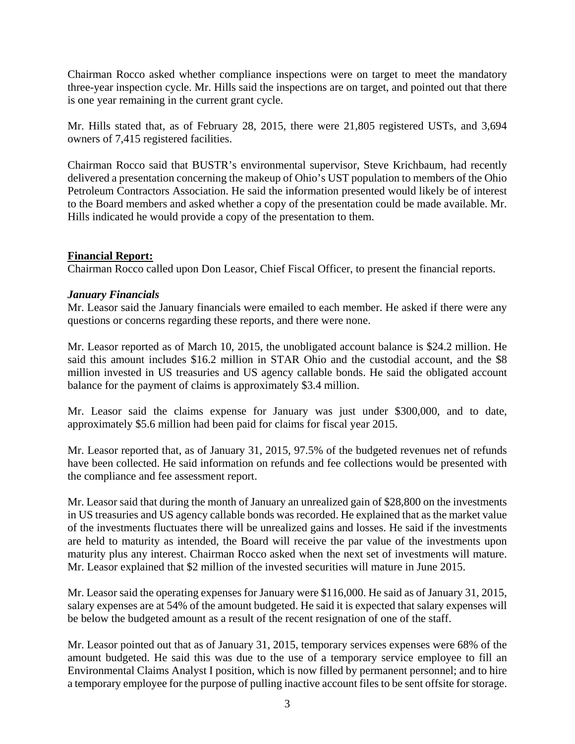Chairman Rocco asked whether compliance inspections were on target to meet the mandatory three-year inspection cycle. Mr. Hills said the inspections are on target, and pointed out that there is one year remaining in the current grant cycle.

Mr. Hills stated that, as of February 28, 2015, there were 21,805 registered USTs, and 3,694 owners of 7,415 registered facilities.

Chairman Rocco said that BUSTR's environmental supervisor, Steve Krichbaum, had recently delivered a presentation concerning the makeup of Ohio's UST population to members of the Ohio Petroleum Contractors Association. He said the information presented would likely be of interest to the Board members and asked whether a copy of the presentation could be made available. Mr. Hills indicated he would provide a copy of the presentation to them.

**Financial Report:**

Chairman Rocco called upon Don Leasor, Chief Fiscal Officer, to present the financial reports.

***January Financials***

Mr. Leasor said the January financials were emailed to each member. He asked if there were any questions or concerns regarding these reports, and there were none.

Mr. Leasor reported as of March 10, 2015, the unobligated account balance is $24.2 million. He said this amount includes $16.2 million in STAR Ohio and the custodial account, and the $8 million invested in US treasuries and US agency callable bonds. He said the obligated account balance for the payment of claims is approximately $3.4 million.

Mr. Leasor said the claims expense for January was just under $300,000, and to date, approximately $5.6 million had been paid for claims for fiscal year 2015.

Mr. Leasor reported that, as of January 31, 2015, 97.5% of the budgeted revenues net of refunds have been collected. He said information on refunds and fee collections would be presented with the compliance and fee assessment report.

Mr. Leasor said that during the month of January an unrealized gain of $28,800 on the investments in US treasuries and US agency callable bonds was recorded. He explained that as the market value of the investments fluctuates there will be unrealized gains and losses. He said if the investments are held to maturity as intended, the Board will receive the par value of the investments upon maturity plus any interest. Chairman Rocco asked when the next set of investments will mature. Mr. Leasor explained that $2 million of the invested securities will mature in June 2015.

Mr. Leasor said the operating expenses for January were $116,000. He said as of January 31, 2015, salary expenses are at 54% of the amount budgeted. He said it is expected that salary expenses will be below the budgeted amount as a result of the recent resignation of one of the staff.

Mr. Leasor pointed out that as of January 31, 2015, temporary services expenses were 68% of the amount budgeted. He said this was due to the use of a temporary service employee to fill an Environmental Claims Analyst I position, which is now filled by permanent personnel; and to hire a temporary employee for the purpose of pulling inactive account files to be sent offsite for storage.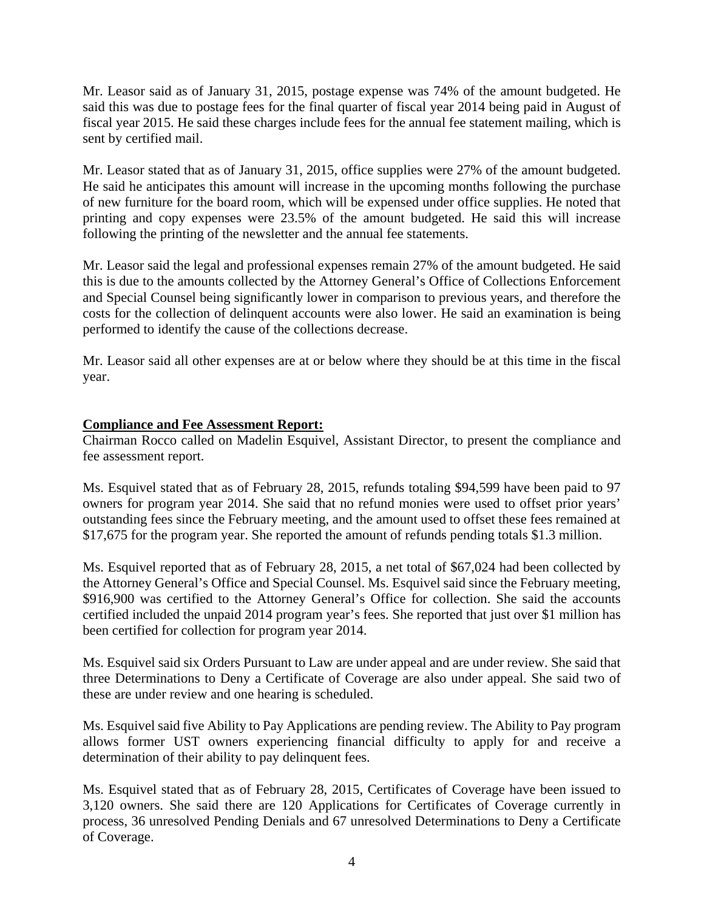Mr. Leasor said as of January 31, 2015, postage expense was 74% of the amount budgeted. He said this was due to postage fees for the final quarter of fiscal year 2014 being paid in August of fiscal year 2015. He said these charges include fees for the annual fee statement mailing, which is sent by certified mail.

Mr. Leasor stated that as of January 31, 2015, office supplies were 27% of the amount budgeted. He said he anticipates this amount will increase in the upcoming months following the purchase of new furniture for the board room, which will be expensed under office supplies. He noted that printing and copy expenses were 23.5% of the amount budgeted. He said this will increase following the printing of the newsletter and the annual fee statements.

Mr. Leasor said the legal and professional expenses remain 27% of the amount budgeted. He said this is due to the amounts collected by the Attorney General's Office of Collections Enforcement and Special Counsel being significantly lower in comparison to previous years, and therefore the costs for the collection of delinquent accounts were also lower. He said an examination is being performed to identify the cause of the collections decrease.

Mr. Leasor said all other expenses are at or below where they should be at this time in the fiscal year.

**Compliance and Fee Assessment Report:**

Chairman Rocco called on Madelin Esquivel, Assistant Director, to present the compliance and fee assessment report.

Ms. Esquivel stated that as of February 28, 2015, refunds totaling $94,599 have been paid to 97 owners for program year 2014. She said that no refund monies were used to offset prior years' outstanding fees since the February meeting, and the amount used to offset these fees remained at $17,675 for the program year. She reported the amount of refunds pending totals $1.3 million.

Ms. Esquivel reported that as of February 28, 2015, a net total of $67,024 had been collected by the Attorney General's Office and Special Counsel. Ms. Esquivel said since the February meeting, $916,900 was certified to the Attorney General's Office for collection. She said the accounts certified included the unpaid 2014 program year's fees. She reported that just over $1 million has been certified for collection for program year 2014.

Ms. Esquivel said six Orders Pursuant to Law are under appeal and are under review. She said that three Determinations to Deny a Certificate of Coverage are also under appeal. She said two of these are under review and one hearing is scheduled.

Ms. Esquivel said five Ability to Pay Applications are pending review. The Ability to Pay program allows former UST owners experiencing financial difficulty to apply for and receive a determination of their ability to pay delinquent fees.

Ms. Esquivel stated that as of February 28, 2015, Certificates of Coverage have been issued to 3,120 owners. She said there are 120 Applications for Certificates of Coverage currently in process, 36 unresolved Pending Denials and 67 unresolved Determinations to Deny a Certificate of Coverage.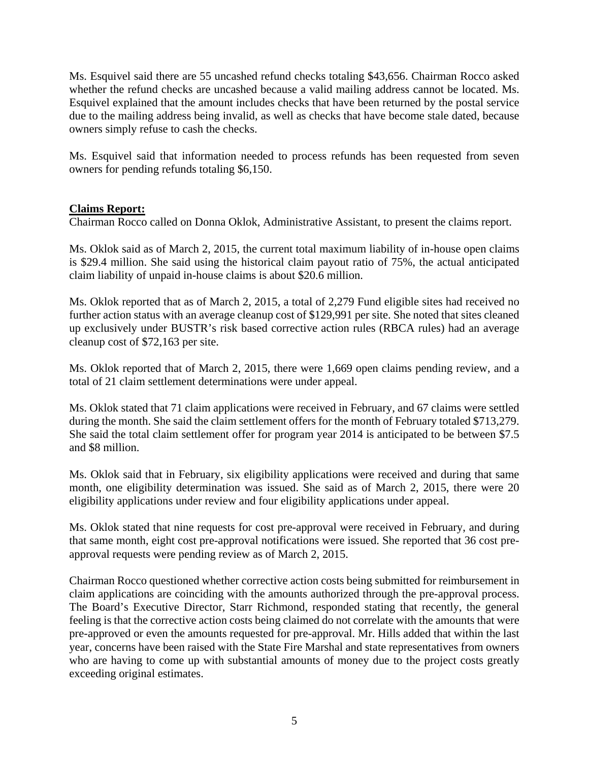Ms. Esquivel said there are 55 uncashed refund checks totaling $43,656. Chairman Rocco asked whether the refund checks are uncashed because a valid mailing address cannot be located. Ms. Esquivel explained that the amount includes checks that have been returned by the postal service due to the mailing address being invalid, as well as checks that have become stale dated, because owners simply refuse to cash the checks.

Ms. Esquivel said that information needed to process refunds has been requested from seven owners for pending refunds totaling $6,150.

**Claims Report:**

Chairman Rocco called on Donna Oklok, Administrative Assistant, to present the claims report.

Ms. Oklok said as of March 2, 2015, the current total maximum liability of in-house open claims is $29.4 million. She said using the historical claim payout ratio of 75%, the actual anticipated claim liability of unpaid in-house claims is about $20.6 million.

Ms. Oklok reported that as of March 2, 2015, a total of 2,279 Fund eligible sites had received no further action status with an average cleanup cost of $129,991 per site. She noted that sites cleaned up exclusively under BUSTR's risk based corrective action rules (RBCA rules) had an average cleanup cost of $72,163 per site.

Ms. Oklok reported that of March 2, 2015, there were 1,669 open claims pending review, and a total of 21 claim settlement determinations were under appeal.

Ms. Oklok stated that 71 claim applications were received in February, and 67 claims were settled during the month. She said the claim settlement offers for the month of February totaled $713,279. She said the total claim settlement offer for program year 2014 is anticipated to be between $7.5 and $8 million.

Ms. Oklok said that in February, six eligibility applications were received and during that same month, one eligibility determination was issued. She said as of March 2, 2015, there were 20 eligibility applications under review and four eligibility applications under appeal.

Ms. Oklok stated that nine requests for cost pre-approval were received in February, and during that same month, eight cost pre-approval notifications were issued. She reported that 36 cost pre-approval requests were pending review as of March 2, 2015.

Chairman Rocco questioned whether corrective action costs being submitted for reimbursement in claim applications are coinciding with the amounts authorized through the pre-approval process. The Board's Executive Director, Starr Richmond, responded stating that recently, the general feeling is that the corrective action costs being claimed do not correlate with the amounts that were pre-approved or even the amounts requested for pre-approval. Mr. Hills added that within the last year, concerns have been raised with the State Fire Marshal and state representatives from owners who are having to come up with substantial amounts of money due to the project costs greatly exceeding original estimates.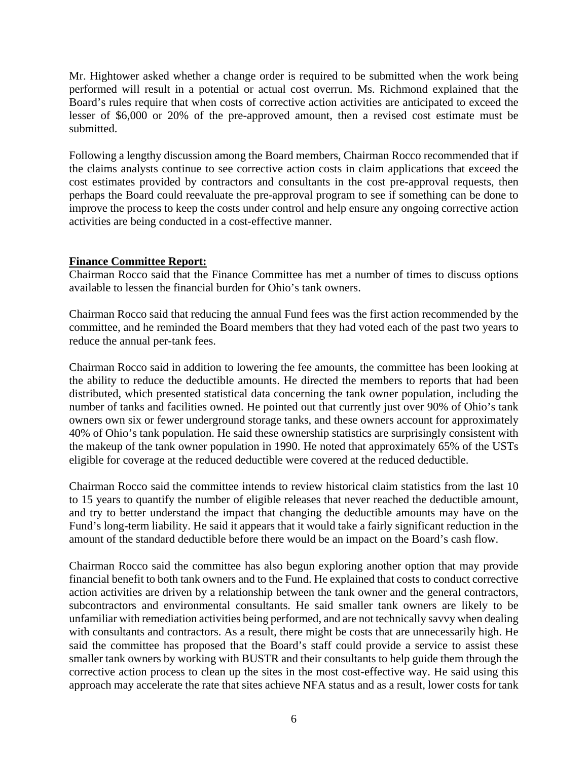Mr. Hightower asked whether a change order is required to be submitted when the work being performed will result in a potential or actual cost overrun. Ms. Richmond explained that the Board's rules require that when costs of corrective action activities are anticipated to exceed the lesser of $6,000 or 20% of the pre-approved amount, then a revised cost estimate must be submitted.

Following a lengthy discussion among the Board members, Chairman Rocco recommended that if the claims analysts continue to see corrective action costs in claim applications that exceed the cost estimates provided by contractors and consultants in the cost pre-approval requests, then perhaps the Board could reevaluate the pre-approval program to see if something can be done to improve the process to keep the costs under control and help ensure any ongoing corrective action activities are being conducted in a cost-effective manner.

**Finance Committee Report:**

Chairman Rocco said that the Finance Committee has met a number of times to discuss options available to lessen the financial burden for Ohio's tank owners.

Chairman Rocco said that reducing the annual Fund fees was the first action recommended by the committee, and he reminded the Board members that they had voted each of the past two years to reduce the annual per-tank fees.

Chairman Rocco said in addition to lowering the fee amounts, the committee has been looking at the ability to reduce the deductible amounts. He directed the members to reports that had been distributed, which presented statistical data concerning the tank owner population, including the number of tanks and facilities owned. He pointed out that currently just over 90% of Ohio's tank owners own six or fewer underground storage tanks, and these owners account for approximately 40% of Ohio's tank population. He said these ownership statistics are surprisingly consistent with the makeup of the tank owner population in 1990. He noted that approximately 65% of the USTs eligible for coverage at the reduced deductible were covered at the reduced deductible.

Chairman Rocco said the committee intends to review historical claim statistics from the last 10 to 15 years to quantify the number of eligible releases that never reached the deductible amount, and try to better understand the impact that changing the deductible amounts may have on the Fund's long-term liability. He said it appears that it would take a fairly significant reduction in the amount of the standard deductible before there would be an impact on the Board's cash flow.

Chairman Rocco said the committee has also begun exploring another option that may provide financial benefit to both tank owners and to the Fund. He explained that costs to conduct corrective action activities are driven by a relationship between the tank owner and the general contractors, subcontractors and environmental consultants. He said smaller tank owners are likely to be unfamiliar with remediation activities being performed, and are not technically savvy when dealing with consultants and contractors. As a result, there might be costs that are unnecessarily high. He said the committee has proposed that the Board's staff could provide a service to assist these smaller tank owners by working with BUSTR and their consultants to help guide them through the corrective action process to clean up the sites in the most cost-effective way. He said using this approach may accelerate the rate that sites achieve NFA status and as a result, lower costs for tank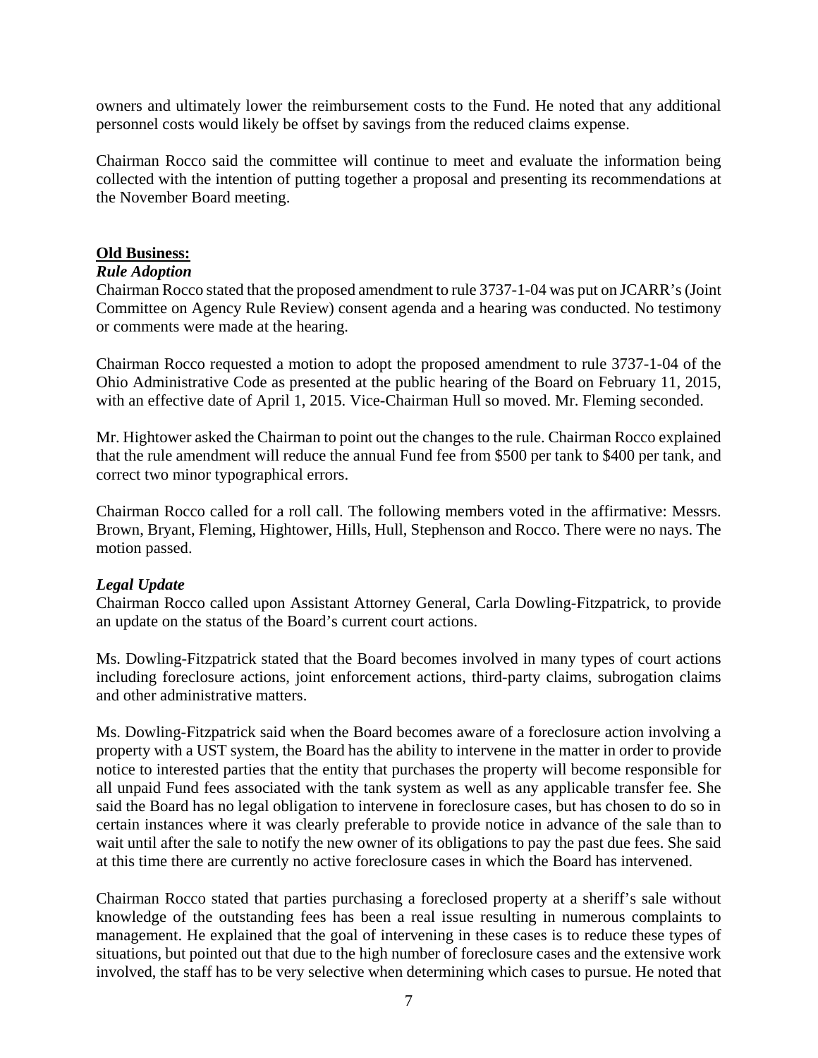owners and ultimately lower the reimbursement costs to the Fund. He noted that any additional personnel costs would likely be offset by savings from the reduced claims expense.

Chairman Rocco said the committee will continue to meet and evaluate the information being collected with the intention of putting together a proposal and presenting its recommendations at the November Board meeting.

**Old Business:**

***Rule Adoption***

Chairman Rocco stated that the proposed amendment to rule 3737-1-04 was put on JCARR's (Joint Committee on Agency Rule Review) consent agenda and a hearing was conducted. No testimony or comments were made at the hearing.

Chairman Rocco requested a motion to adopt the proposed amendment to rule 3737-1-04 of the Ohio Administrative Code as presented at the public hearing of the Board on February 11, 2015, with an effective date of April 1, 2015. Vice-Chairman Hull so moved. Mr. Fleming seconded.

Mr. Hightower asked the Chairman to point out the changes to the rule. Chairman Rocco explained that the rule amendment will reduce the annual Fund fee from $500 per tank to $400 per tank, and correct two minor typographical errors.

Chairman Rocco called for a roll call. The following members voted in the affirmative: Messrs. Brown, Bryant, Fleming, Hightower, Hills, Hull, Stephenson and Rocco. There were no nays. The motion passed.

***Legal Update***

Chairman Rocco called upon Assistant Attorney General, Carla Dowling-Fitzpatrick, to provide an update on the status of the Board's current court actions.

Ms. Dowling-Fitzpatrick stated that the Board becomes involved in many types of court actions including foreclosure actions, joint enforcement actions, third-party claims, subrogation claims and other administrative matters.

Ms. Dowling-Fitzpatrick said when the Board becomes aware of a foreclosure action involving a property with a UST system, the Board has the ability to intervene in the matter in order to provide notice to interested parties that the entity that purchases the property will become responsible for all unpaid Fund fees associated with the tank system as well as any applicable transfer fee. She said the Board has no legal obligation to intervene in foreclosure cases, but has chosen to do so in certain instances where it was clearly preferable to provide notice in advance of the sale than to wait until after the sale to notify the new owner of its obligations to pay the past due fees. She said at this time there are currently no active foreclosure cases in which the Board has intervened.

Chairman Rocco stated that parties purchasing a foreclosed property at a sheriff's sale without knowledge of the outstanding fees has been a real issue resulting in numerous complaints to management. He explained that the goal of intervening in these cases is to reduce these types of situations, but pointed out that due to the high number of foreclosure cases and the extensive work involved, the staff has to be very selective when determining which cases to pursue. He noted that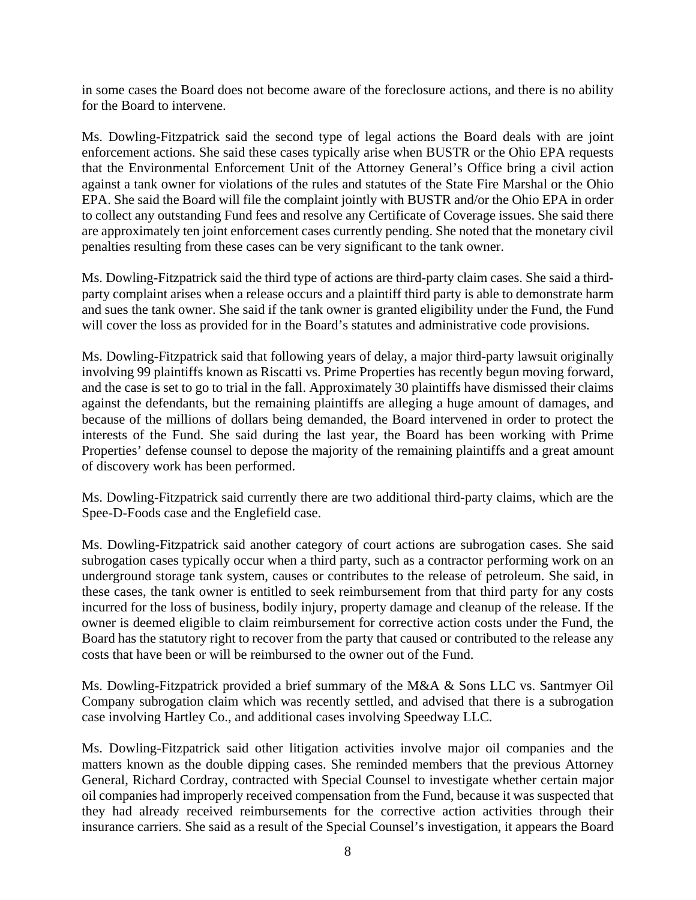in some cases the Board does not become aware of the foreclosure actions, and there is no ability for the Board to intervene.

Ms. Dowling-Fitzpatrick said the second type of legal actions the Board deals with are joint enforcement actions. She said these cases typically arise when BUSTR or the Ohio EPA requests that the Environmental Enforcement Unit of the Attorney General's Office bring a civil action against a tank owner for violations of the rules and statutes of the State Fire Marshal or the Ohio EPA. She said the Board will file the complaint jointly with BUSTR and/or the Ohio EPA in order to collect any outstanding Fund fees and resolve any Certificate of Coverage issues. She said there are approximately ten joint enforcement cases currently pending. She noted that the monetary civil penalties resulting from these cases can be very significant to the tank owner.

Ms. Dowling-Fitzpatrick said the third type of actions are third-party claim cases. She said a third-party complaint arises when a release occurs and a plaintiff third party is able to demonstrate harm and sues the tank owner. She said if the tank owner is granted eligibility under the Fund, the Fund will cover the loss as provided for in the Board's statutes and administrative code provisions.

Ms. Dowling-Fitzpatrick said that following years of delay, a major third-party lawsuit originally involving 99 plaintiffs known as Riscatti vs. Prime Properties has recently begun moving forward, and the case is set to go to trial in the fall. Approximately 30 plaintiffs have dismissed their claims against the defendants, but the remaining plaintiffs are alleging a huge amount of damages, and because of the millions of dollars being demanded, the Board intervened in order to protect the interests of the Fund. She said during the last year, the Board has been working with Prime Properties' defense counsel to depose the majority of the remaining plaintiffs and a great amount of discovery work has been performed.

Ms. Dowling-Fitzpatrick said currently there are two additional third-party claims, which are the Spee-D-Foods case and the Englefield case.

Ms. Dowling-Fitzpatrick said another category of court actions are subrogation cases. She said subrogation cases typically occur when a third party, such as a contractor performing work on an underground storage tank system, causes or contributes to the release of petroleum. She said, in these cases, the tank owner is entitled to seek reimbursement from that third party for any costs incurred for the loss of business, bodily injury, property damage and cleanup of the release. If the owner is deemed eligible to claim reimbursement for corrective action costs under the Fund, the Board has the statutory right to recover from the party that caused or contributed to the release any costs that have been or will be reimbursed to the owner out of the Fund.

Ms. Dowling-Fitzpatrick provided a brief summary of the M&A & Sons LLC vs. Santmyer Oil Company subrogation claim which was recently settled, and advised that there is a subrogation case involving Hartley Co., and additional cases involving Speedway LLC.

Ms. Dowling-Fitzpatrick said other litigation activities involve major oil companies and the matters known as the double dipping cases. She reminded members that the previous Attorney General, Richard Cordray, contracted with Special Counsel to investigate whether certain major oil companies had improperly received compensation from the Fund, because it was suspected that they had already received reimbursements for the corrective action activities through their insurance carriers. She said as a result of the Special Counsel's investigation, it appears the Board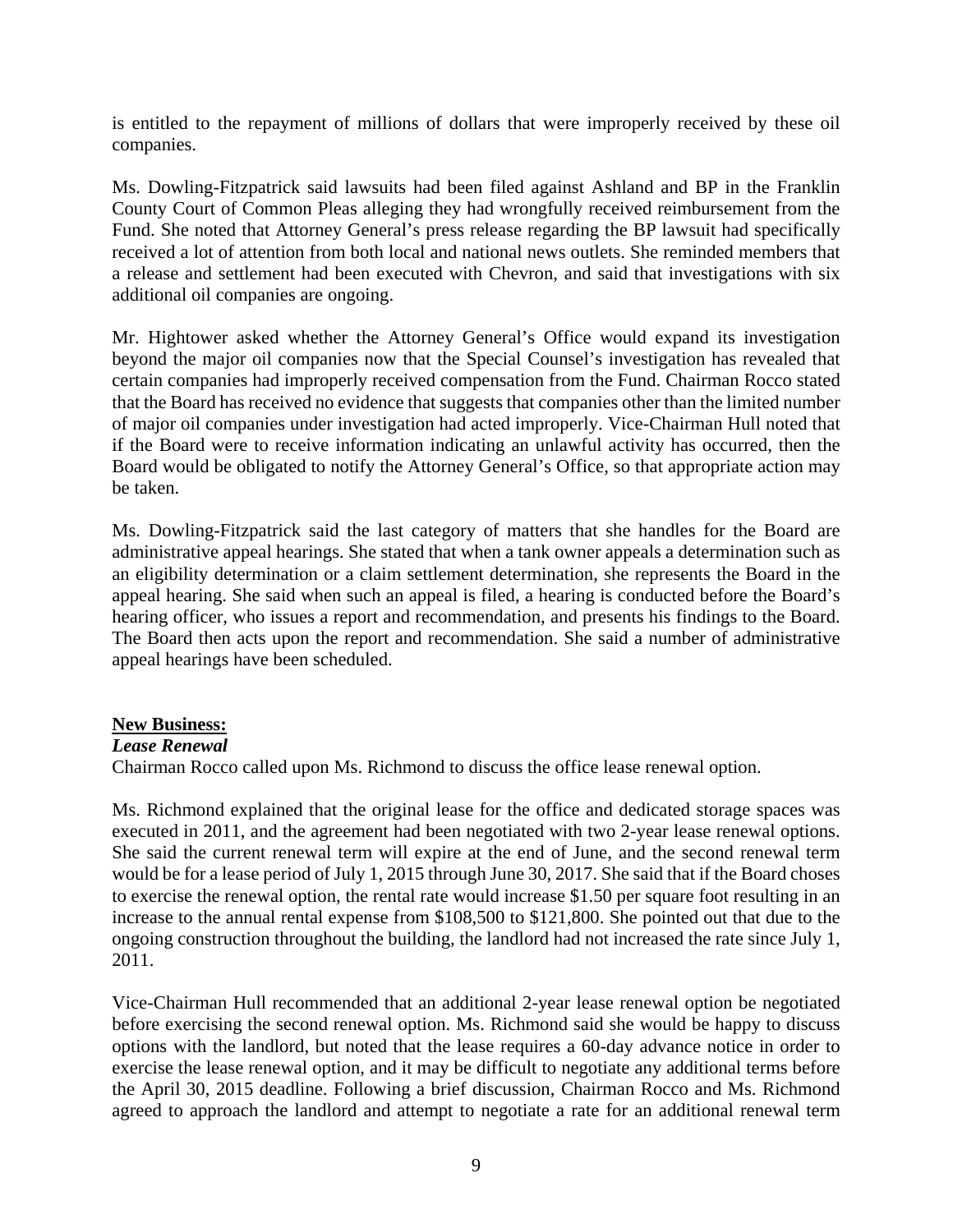is entitled to the repayment of millions of dollars that were improperly received by these oil companies.

Ms. Dowling-Fitzpatrick said lawsuits had been filed against Ashland and BP in the Franklin County Court of Common Pleas alleging they had wrongfully received reimbursement from the Fund. She noted that Attorney General's press release regarding the BP lawsuit had specifically received a lot of attention from both local and national news outlets. She reminded members that a release and settlement had been executed with Chevron, and said that investigations with six additional oil companies are ongoing.

Mr. Hightower asked whether the Attorney General's Office would expand its investigation beyond the major oil companies now that the Special Counsel's investigation has revealed that certain companies had improperly received compensation from the Fund. Chairman Rocco stated that the Board has received no evidence that suggests that companies other than the limited number of major oil companies under investigation had acted improperly. Vice-Chairman Hull noted that if the Board were to receive information indicating an unlawful activity has occurred, then the Board would be obligated to notify the Attorney General's Office, so that appropriate action may be taken.

Ms. Dowling-Fitzpatrick said the last category of matters that she handles for the Board are administrative appeal hearings. She stated that when a tank owner appeals a determination such as an eligibility determination or a claim settlement determination, she represents the Board in the appeal hearing. She said when such an appeal is filed, a hearing is conducted before the Board's hearing officer, who issues a report and recommendation, and presents his findings to the Board. The Board then acts upon the report and recommendation. She said a number of administrative appeal hearings have been scheduled.

**New Business:**

***Lease Renewal***

Chairman Rocco called upon Ms. Richmond to discuss the office lease renewal option.

Ms. Richmond explained that the original lease for the office and dedicated storage spaces was executed in 2011, and the agreement had been negotiated with two 2-year lease renewal options. She said the current renewal term will expire at the end of June, and the second renewal term would be for a lease period of July 1, 2015 through June 30, 2017. She said that if the Board choses to exercise the renewal option, the rental rate would increase $1.50 per square foot resulting in an increase to the annual rental expense from $108,500 to $121,800. She pointed out that due to the ongoing construction throughout the building, the landlord had not increased the rate since July 1, 2011.

Vice-Chairman Hull recommended that an additional 2-year lease renewal option be negotiated before exercising the second renewal option. Ms. Richmond said she would be happy to discuss options with the landlord, but noted that the lease requires a 60-day advance notice in order to exercise the lease renewal option, and it may be difficult to negotiate any additional terms before the April 30, 2015 deadline. Following a brief discussion, Chairman Rocco and Ms. Richmond agreed to approach the landlord and attempt to negotiate a rate for an additional renewal term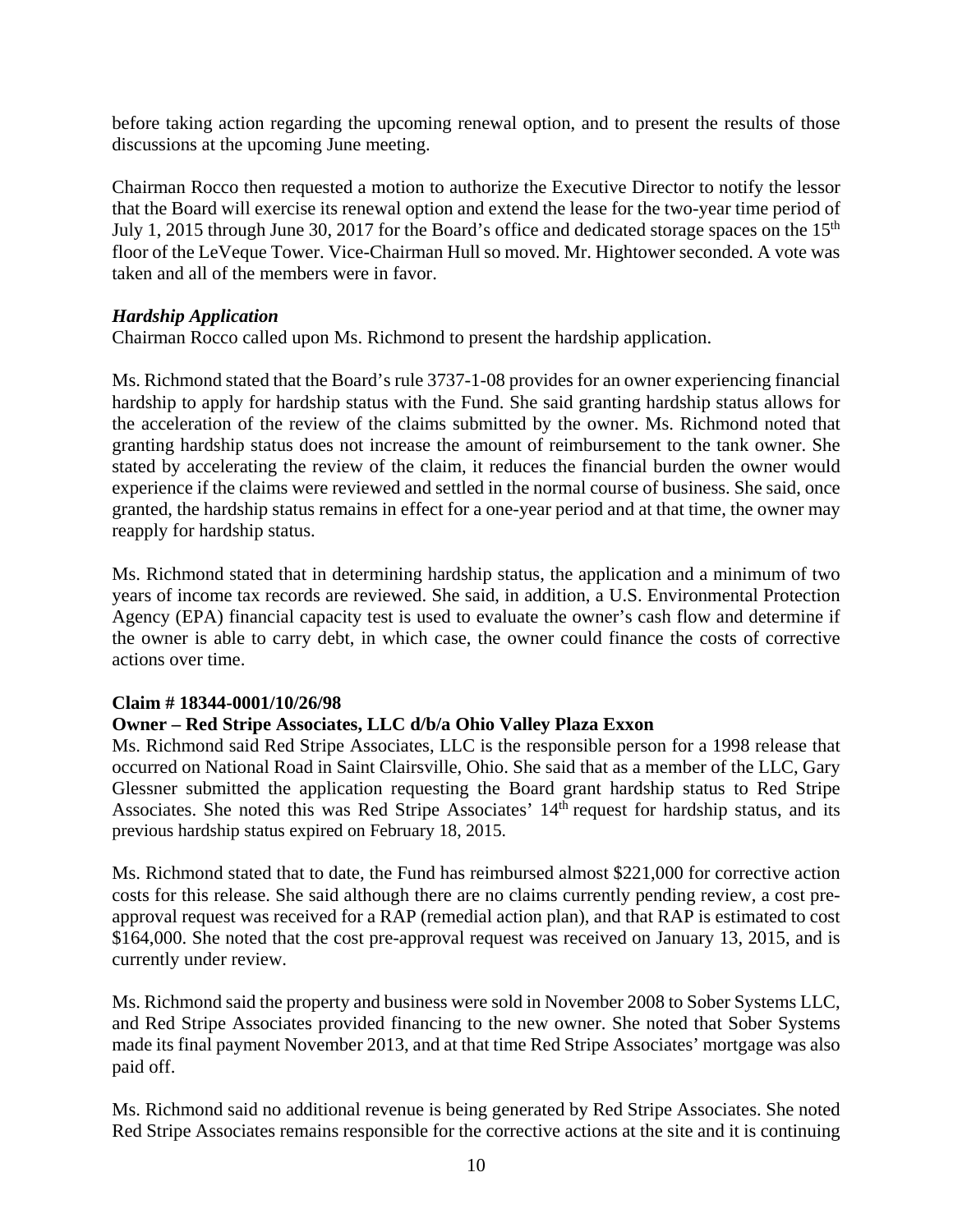before taking action regarding the upcoming renewal option, and to present the results of those discussions at the upcoming June meeting.

Chairman Rocco then requested a motion to authorize the Executive Director to notify the lessor that the Board will exercise its renewal option and extend the lease for the two-year time period of July 1, 2015 through June 30, 2017 for the Board's office and dedicated storage spaces on the 15th floor of the LeVeque Tower. Vice-Chairman Hull so moved. Mr. Hightower seconded. A vote was taken and all of the members were in favor.

***Hardship Application***

Chairman Rocco called upon Ms. Richmond to present the hardship application.

Ms. Richmond stated that the Board's rule 3737-1-08 provides for an owner experiencing financial hardship to apply for hardship status with the Fund. She said granting hardship status allows for the acceleration of the review of the claims submitted by the owner. Ms. Richmond noted that granting hardship status does not increase the amount of reimbursement to the tank owner. She stated by accelerating the review of the claim, it reduces the financial burden the owner would experience if the claims were reviewed and settled in the normal course of business. She said, once granted, the hardship status remains in effect for a one-year period and at that time, the owner may reapply for hardship status.

Ms. Richmond stated that in determining hardship status, the application and a minimum of two years of income tax records are reviewed. She said, in addition, a U.S. Environmental Protection Agency (EPA) financial capacity test is used to evaluate the owner's cash flow and determine if the owner is able to carry debt, in which case, the owner could finance the costs of corrective actions over time.

**Claim # 18344-0001/10/26/98**

**Owner – Red Stripe Associates, LLC d/b/a Ohio Valley Plaza Exxon**

Ms. Richmond said Red Stripe Associates, LLC is the responsible person for a 1998 release that occurred on National Road in Saint Clairsville, Ohio. She said that as a member of the LLC, Gary Glessner submitted the application requesting the Board grant hardship status to Red Stripe Associates. She noted this was Red Stripe Associates' 14th request for hardship status, and its previous hardship status expired on February 18, 2015.

Ms. Richmond stated that to date, the Fund has reimbursed almost $221,000 for corrective action costs for this release. She said although there are no claims currently pending review, a cost pre-approval request was received for a RAP (remedial action plan), and that RAP is estimated to cost $164,000. She noted that the cost pre-approval request was received on January 13, 2015, and is currently under review.

Ms. Richmond said the property and business were sold in November 2008 to Sober Systems LLC, and Red Stripe Associates provided financing to the new owner. She noted that Sober Systems made its final payment November 2013, and at that time Red Stripe Associates' mortgage was also paid off.

Ms. Richmond said no additional revenue is being generated by Red Stripe Associates. She noted Red Stripe Associates remains responsible for the corrective actions at the site and it is continuing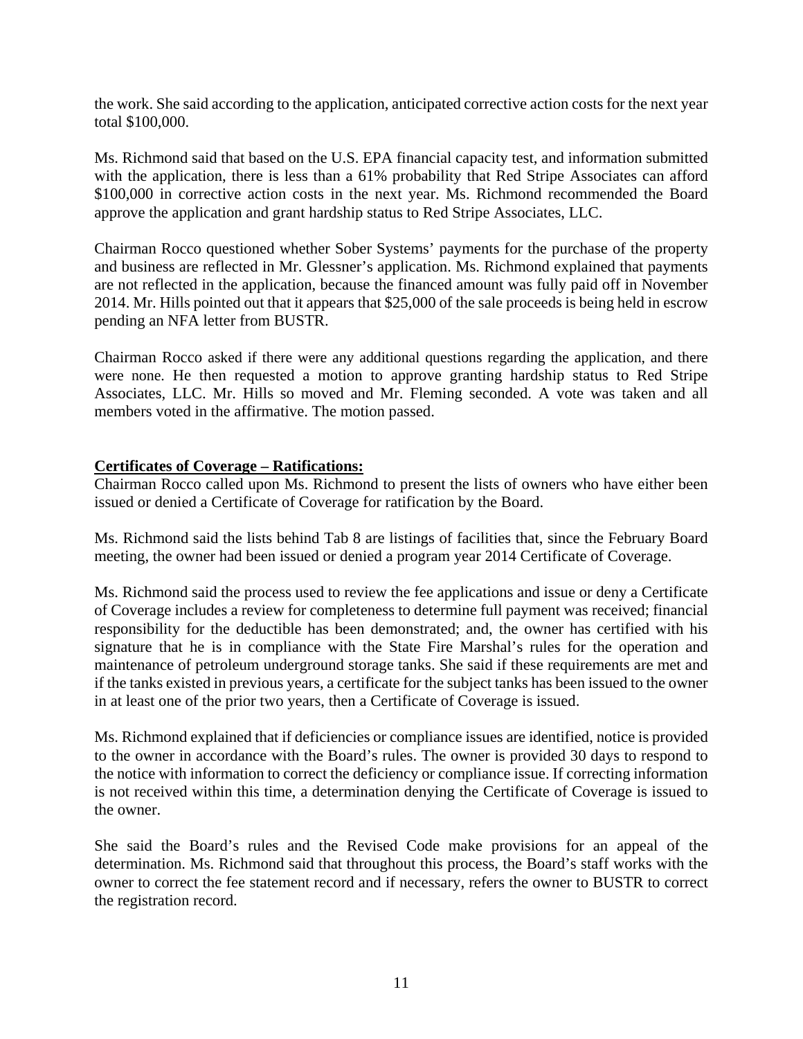the work. She said according to the application, anticipated corrective action costs for the next year total $100,000.

Ms. Richmond said that based on the U.S. EPA financial capacity test, and information submitted with the application, there is less than a 61% probability that Red Stripe Associates can afford $100,000 in corrective action costs in the next year. Ms. Richmond recommended the Board approve the application and grant hardship status to Red Stripe Associates, LLC.

Chairman Rocco questioned whether Sober Systems' payments for the purchase of the property and business are reflected in Mr. Glessner's application. Ms. Richmond explained that payments are not reflected in the application, because the financed amount was fully paid off in November 2014. Mr. Hills pointed out that it appears that $25,000 of the sale proceeds is being held in escrow pending an NFA letter from BUSTR.

Chairman Rocco asked if there were any additional questions regarding the application, and there were none. He then requested a motion to approve granting hardship status to Red Stripe Associates, LLC. Mr. Hills so moved and Mr. Fleming seconded. A vote was taken and all members voted in the affirmative. The motion passed.

**Certificates of Coverage – Ratifications:**

Chairman Rocco called upon Ms. Richmond to present the lists of owners who have either been issued or denied a Certificate of Coverage for ratification by the Board.

Ms. Richmond said the lists behind Tab 8 are listings of facilities that, since the February Board meeting, the owner had been issued or denied a program year 2014 Certificate of Coverage.

Ms. Richmond said the process used to review the fee applications and issue or deny a Certificate of Coverage includes a review for completeness to determine full payment was received; financial responsibility for the deductible has been demonstrated; and, the owner has certified with his signature that he is in compliance with the State Fire Marshal's rules for the operation and maintenance of petroleum underground storage tanks. She said if these requirements are met and if the tanks existed in previous years, a certificate for the subject tanks has been issued to the owner in at least one of the prior two years, then a Certificate of Coverage is issued.

Ms. Richmond explained that if deficiencies or compliance issues are identified, notice is provided to the owner in accordance with the Board's rules. The owner is provided 30 days to respond to the notice with information to correct the deficiency or compliance issue. If correcting information is not received within this time, a determination denying the Certificate of Coverage is issued to the owner.

She said the Board's rules and the Revised Code make provisions for an appeal of the determination. Ms. Richmond said that throughout this process, the Board's staff works with the owner to correct the fee statement record and if necessary, refers the owner to BUSTR to correct the registration record.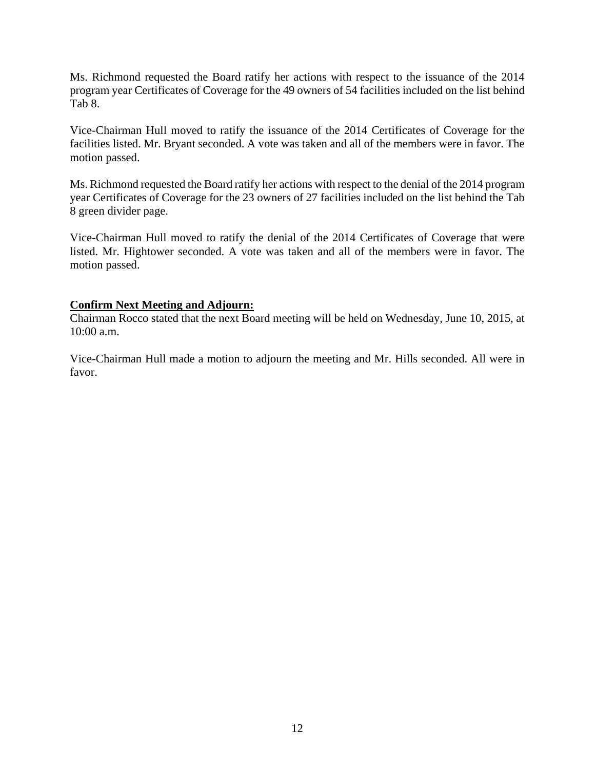Ms. Richmond requested the Board ratify her actions with respect to the issuance of the 2014 program year Certificates of Coverage for the 49 owners of 54 facilities included on the list behind Tab 8.

Vice-Chairman Hull moved to ratify the issuance of the 2014 Certificates of Coverage for the facilities listed. Mr. Bryant seconded. A vote was taken and all of the members were in favor. The motion passed.

Ms. Richmond requested the Board ratify her actions with respect to the denial of the 2014 program year Certificates of Coverage for the 23 owners of 27 facilities included on the list behind the Tab 8 green divider page.

Vice-Chairman Hull moved to ratify the denial of the 2014 Certificates of Coverage that were listed. Mr. Hightower seconded. A vote was taken and all of the members were in favor. The motion passed.

**Confirm Next Meeting and Adjourn:**

Chairman Rocco stated that the next Board meeting will be held on Wednesday, June 10, 2015, at 10:00 a.m.

Vice-Chairman Hull made a motion to adjourn the meeting and Mr. Hills seconded. All were in favor.